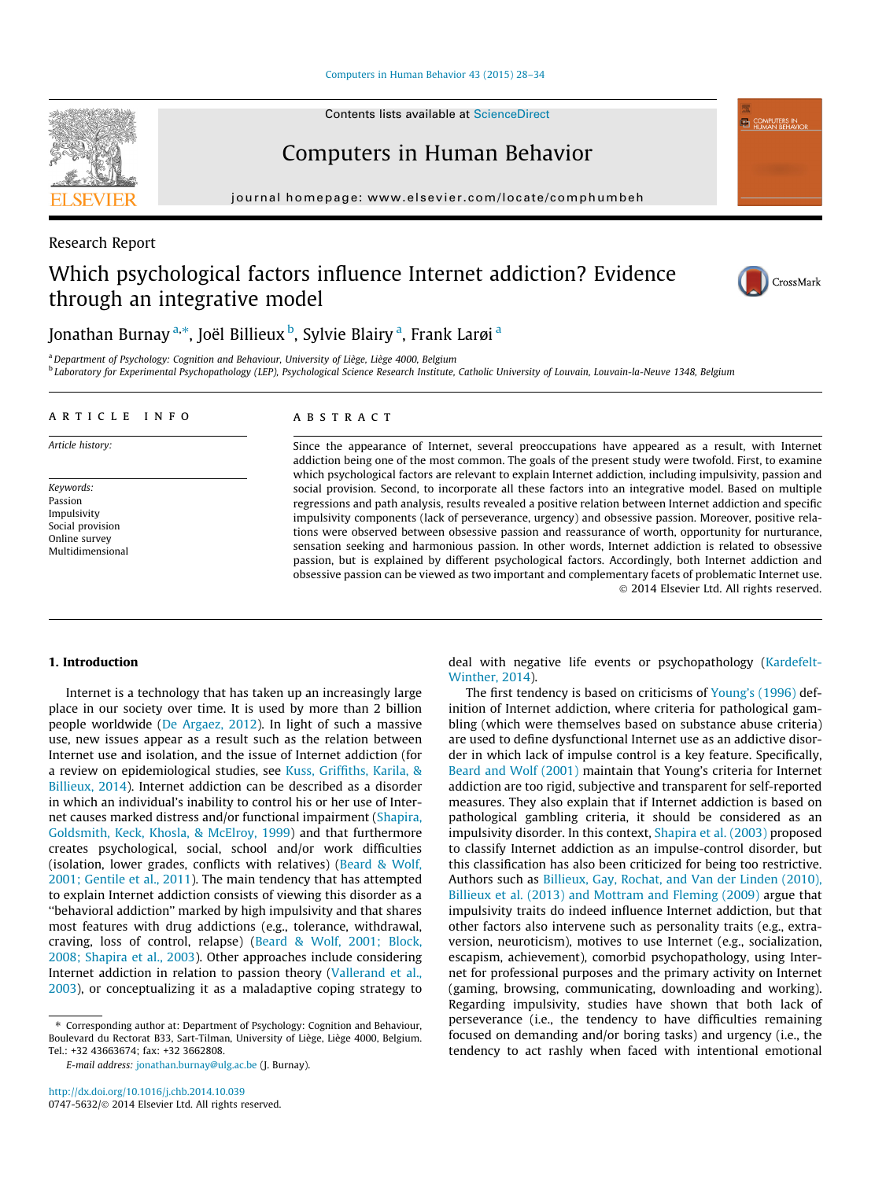Research Report

# Which psychological factors influence Internet addiction? Evidence through an integrative model

Jonathan Burnay [a,*], Joël Billieux [b], Sylvie Blairy [a], Frank Larøi [a]

[a] Department of Psychology: Cognition and Behaviour, University of Liège, Liège 4000, Belgium
[b] Laboratory for Experimental Psychopathology (LEP), Psychological Science Research Institute, Catholic University of Louvain, Louvain-la-Neuve 1348, Belgium

## ARTICLE INFO

*Article history:*

*Keywords:*
Passion
Impulsivity
Social provision
Online survey
Multidimensional

## ABSTRACT

Since the appearance of Internet, several preoccupations have appeared as a result, with Internet addiction being one of the most common. The goals of the present study were twofold. First, to examine which psychological factors are relevant to explain Internet addiction, including impulsivity, passion and social provision. Second, to incorporate all these factors into an integrative model. Based on multiple regressions and path analysis, results revealed a positive relation between Internet addiction and specific impulsivity components (lack of perseverance, urgency) and obsessive passion. Moreover, positive relations were observed between obsessive passion and reassurance of worth, opportunity for nurturance, sensation seeking and harmonious passion. In other words, Internet addiction is related to obsessive passion, but is explained by different psychological factors. Accordingly, both Internet addiction and obsessive passion can be viewed as two important and complementary facets of problematic Internet use.

© 2014 Elsevier Ltd. All rights reserved.

## 1. Introduction

Internet is a technology that has taken up an increasingly large place in our society over time. It is used by more than 2 billion people worldwide (De Argaez, 2012). In light of such a massive use, new issues appear as a result such as the relation between Internet use and isolation, and the issue of Internet addiction (for a review on epidemiological studies, see Kuss, Griffiths, Karila, & Billieux, 2014). Internet addiction can be described as a disorder in which an individual's inability to control his or her use of Internet causes marked distress and/or functional impairment (Shapira, Goldsmith, Keck, Khosla, & McElroy, 1999) and that furthermore creates psychological, social, school and/or work difficulties (isolation, lower grades, conflicts with relatives) (Beard & Wolf, 2001; Gentile et al., 2011). The main tendency that has attempted to explain Internet addiction consists of viewing this disorder as a "behavioral addiction" marked by high impulsivity and that shares most features with drug addictions (e.g., tolerance, withdrawal, craving, loss of control, relapse) (Beard & Wolf, 2001; Block, 2008; Shapira et al., 2003). Other approaches include considering Internet addiction in relation to passion theory (Vallerand et al., 2003), or conceptualizing it as a maladaptive coping strategy to deal with negative life events or psychopathology (Kardefelt-Winther, 2014).

The first tendency is based on criticisms of Young's (1996) definition of Internet addiction, where criteria for pathological gambling (which were themselves based on substance abuse criteria) are used to define dysfunctional Internet use as an addictive disorder in which lack of impulse control is a key feature. Specifically, Beard and Wolf (2001) maintain that Young's criteria for Internet addiction are too rigid, subjective and transparent for self-reported measures. They also explain that if Internet addiction is based on pathological gambling criteria, it should be considered as an impulsivity disorder. In this context, Shapira et al. (2003) proposed to classify Internet addiction as an impulse-control disorder, but this classification has also been criticized for being too restrictive. Authors such as Billieux, Gay, Rochat, and Van der Linden (2010), Billieux et al. (2013) and Mottram and Fleming (2009) argue that impulsivity traits do indeed influence Internet addiction, but that other factors also intervene such as personality traits (e.g., extraversion, neuroticism), motives to use Internet (e.g., socialization, escapism, achievement), comorbid psychopathology, using Internet for professional purposes and the primary activity on Internet (gaming, browsing, communicating, downloading and working). Regarding impulsivity, studies have shown that both lack of perseverance (i.e., the tendency to have difficulties remaining focused on demanding and/or boring tasks) and urgency (i.e., the tendency to act rashly when faced with intentional emotional

* Corresponding author at: Department of Psychology: Cognition and Behaviour, Boulevard du Rectorat B33, Sart-Tilman, University of Liège, Liège 4000, Belgium. Tel.: +32 43663674; fax: +32 3662808.

*E-mail address:* jonathan.burnay@ulg.ac.be (J. Burnay).

http://dx.doi.org/10.1016/j.chb.2014.10.039
0747-5632/© 2014 Elsevier Ltd. All rights reserved.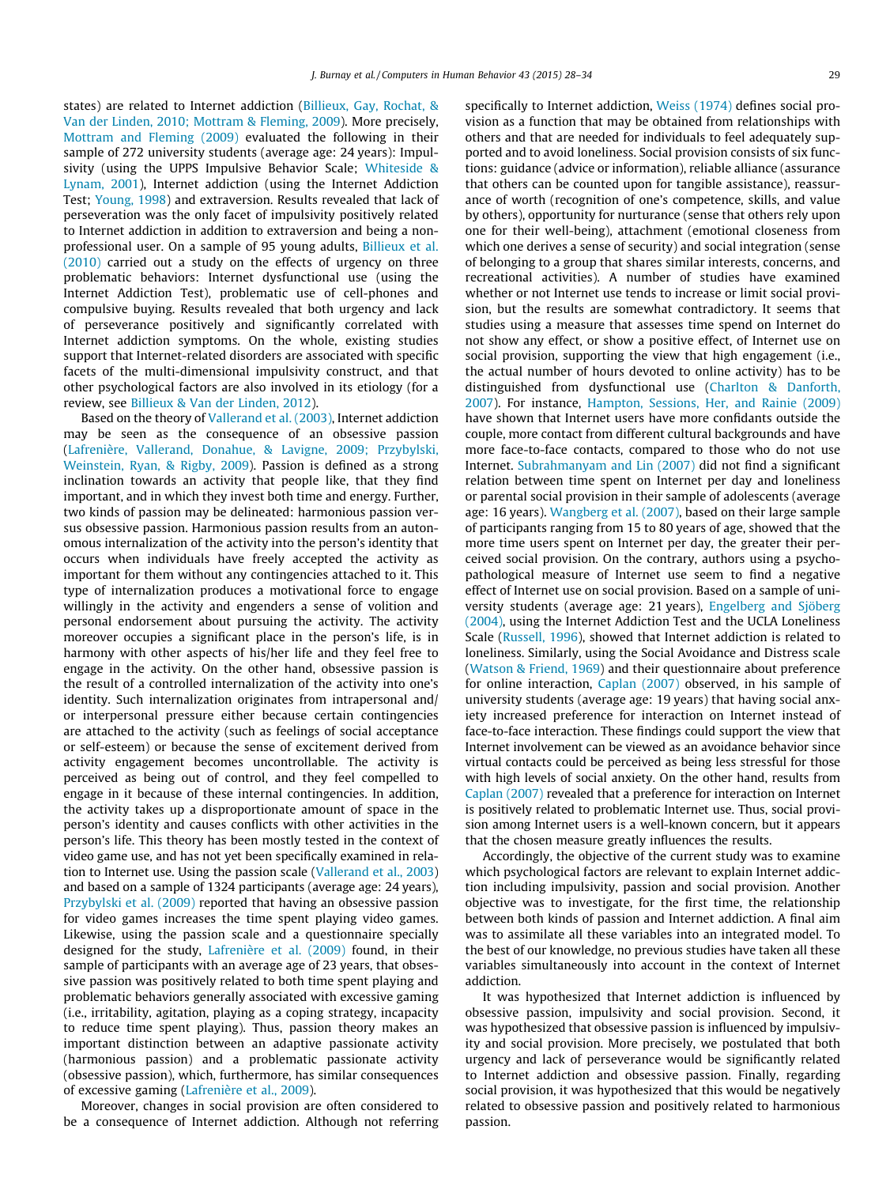states) are related to Internet addiction (Billieux, Gay, Rochat, & Van der Linden, 2010; Mottram & Fleming, 2009). More precisely, Mottram and Fleming (2009) evaluated the following in their sample of 272 university students (average age: 24 years): Impulsivity (using the UPPS Impulsive Behavior Scale; Whiteside & Lynam, 2001), Internet addiction (using the Internet Addiction Test; Young, 1998) and extraversion. Results revealed that lack of perseveration was the only facet of impulsivity positively related to Internet addiction in addition to extraversion and being a non-professional user. On a sample of 95 young adults, Billieux et al. (2010) carried out a study on the effects of urgency on three problematic behaviors: Internet dysfunctional use (using the Internet Addiction Test), problematic use of cell-phones and compulsive buying. Results revealed that both urgency and lack of perseverance positively and significantly correlated with Internet addiction symptoms. On the whole, existing studies support that Internet-related disorders are associated with specific facets of the multi-dimensional impulsivity construct, and that other psychological factors are also involved in its etiology (for a review, see Billieux & Van der Linden, 2012).

Based on the theory of Vallerand et al. (2003), Internet addiction may be seen as the consequence of an obsessive passion (Lafrenière, Vallerand, Donahue, & Lavigne, 2009; Przybylski, Weinstein, Ryan, & Rigby, 2009). Passion is defined as a strong inclination towards an activity that people like, that they find important, and in which they invest both time and energy. Further, two kinds of passion may be delineated: harmonious passion versus obsessive passion. Harmonious passion results from an autonomous internalization of the activity into the person's identity that occurs when individuals have freely accepted the activity as important for them without any contingencies attached to it. This type of internalization produces a motivational force to engage willingly in the activity and engenders a sense of volition and personal endorsement about pursuing the activity. The activity moreover occupies a significant place in the person's life, is in harmony with other aspects of his/her life and they feel free to engage in the activity. On the other hand, obsessive passion is the result of a controlled internalization of the activity into one's identity. Such internalization originates from intrapersonal and/or interpersonal pressure either because certain contingencies are attached to the activity (such as feelings of social acceptance or self-esteem) or because the sense of excitement derived from activity engagement becomes uncontrollable. The activity is perceived as being out of control, and they feel compelled to engage in it because of these internal contingencies. In addition, the activity takes up a disproportionate amount of space in the person's identity and causes conflicts with other activities in the person's life. This theory has been mostly tested in the context of video game use, and has not yet been specifically examined in relation to Internet use. Using the passion scale (Vallerand et al., 2003) and based on a sample of 1324 participants (average age: 24 years), Przybylski et al. (2009) reported that having an obsessive passion for video games increases the time spent playing video games. Likewise, using the passion scale and a questionnaire specially designed for the study, Lafrenière et al. (2009) found, in their sample of participants with an average age of 23 years, that obsessive passion was positively related to both time spent playing and problematic behaviors generally associated with excessive gaming (i.e., irritability, agitation, playing as a coping strategy, incapacity to reduce time spent playing). Thus, passion theory makes an important distinction between an adaptive passionate activity (harmonious passion) and a problematic passionate activity (obsessive passion), which, furthermore, has similar consequences of excessive gaming (Lafrenière et al., 2009).

Moreover, changes in social provision are often considered to be a consequence of Internet addiction. Although not referring specifically to Internet addiction, Weiss (1974) defines social provision as a function that may be obtained from relationships with others and that are needed for individuals to feel adequately supported and to avoid loneliness. Social provision consists of six functions: guidance (advice or information), reliable alliance (assurance that others can be counted upon for tangible assistance), reassurance of worth (recognition of one's competence, skills, and value by others), opportunity for nurturance (sense that others rely upon one for their well-being), attachment (emotional closeness from which one derives a sense of security) and social integration (sense of belonging to a group that shares similar interests, concerns, and recreational activities). A number of studies have examined whether or not Internet use tends to increase or limit social provision, but the results are somewhat contradictory. It seems that studies using a measure that assesses time spend on Internet do not show any effect, or show a positive effect, of Internet use on social provision, supporting the view that high engagement (i.e., the actual number of hours devoted to online activity) has to be distinguished from dysfunctional use (Charlton & Danforth, 2007). For instance, Hampton, Sessions, Her, and Rainie (2009) have shown that Internet users have more confidants outside the couple, more contact from different cultural backgrounds and have more face-to-face contacts, compared to those who do not use Internet. Subrahmanyam and Lin (2007) did not find a significant relation between time spent on Internet per day and loneliness or parental social provision in their sample of adolescents (average age: 16 years). Wangberg et al. (2007), based on their large sample of participants ranging from 15 to 80 years of age, showed that the more time users spent on Internet per day, the greater their perceived social provision. On the contrary, authors using a psychopathological measure of Internet use seem to find a negative effect of Internet use on social provision. Based on a sample of university students (average age: 21 years), Engelberg and Sjöberg (2004), using the Internet Addiction Test and the UCLA Loneliness Scale (Russell, 1996), showed that Internet addiction is related to loneliness. Similarly, using the Social Avoidance and Distress scale (Watson & Friend, 1969) and their questionnaire about preference for online interaction, Caplan (2007) observed, in his sample of university students (average age: 19 years) that having social anxiety increased preference for interaction on Internet instead of face-to-face interaction. These findings could support the view that Internet involvement can be viewed as an avoidance behavior since virtual contacts could be perceived as being less stressful for those with high levels of social anxiety. On the other hand, results from Caplan (2007) revealed that a preference for interaction on Internet is positively related to problematic Internet use. Thus, social provision among Internet users is a well-known concern, but it appears that the chosen measure greatly influences the results.

Accordingly, the objective of the current study was to examine which psychological factors are relevant to explain Internet addiction including impulsivity, passion and social provision. Another objective was to investigate, for the first time, the relationship between both kinds of passion and Internet addiction. A final aim was to assimilate all these variables into an integrated model. To the best of our knowledge, no previous studies have taken all these variables simultaneously into account in the context of Internet addiction.

It was hypothesized that Internet addiction is influenced by obsessive passion, impulsivity and social provision. Second, it was hypothesized that obsessive passion is influenced by impulsivity and social provision. More precisely, we postulated that both urgency and lack of perseverance would be significantly related to Internet addiction and obsessive passion. Finally, regarding social provision, it was hypothesized that this would be negatively related to obsessive passion and positively related to harmonious passion.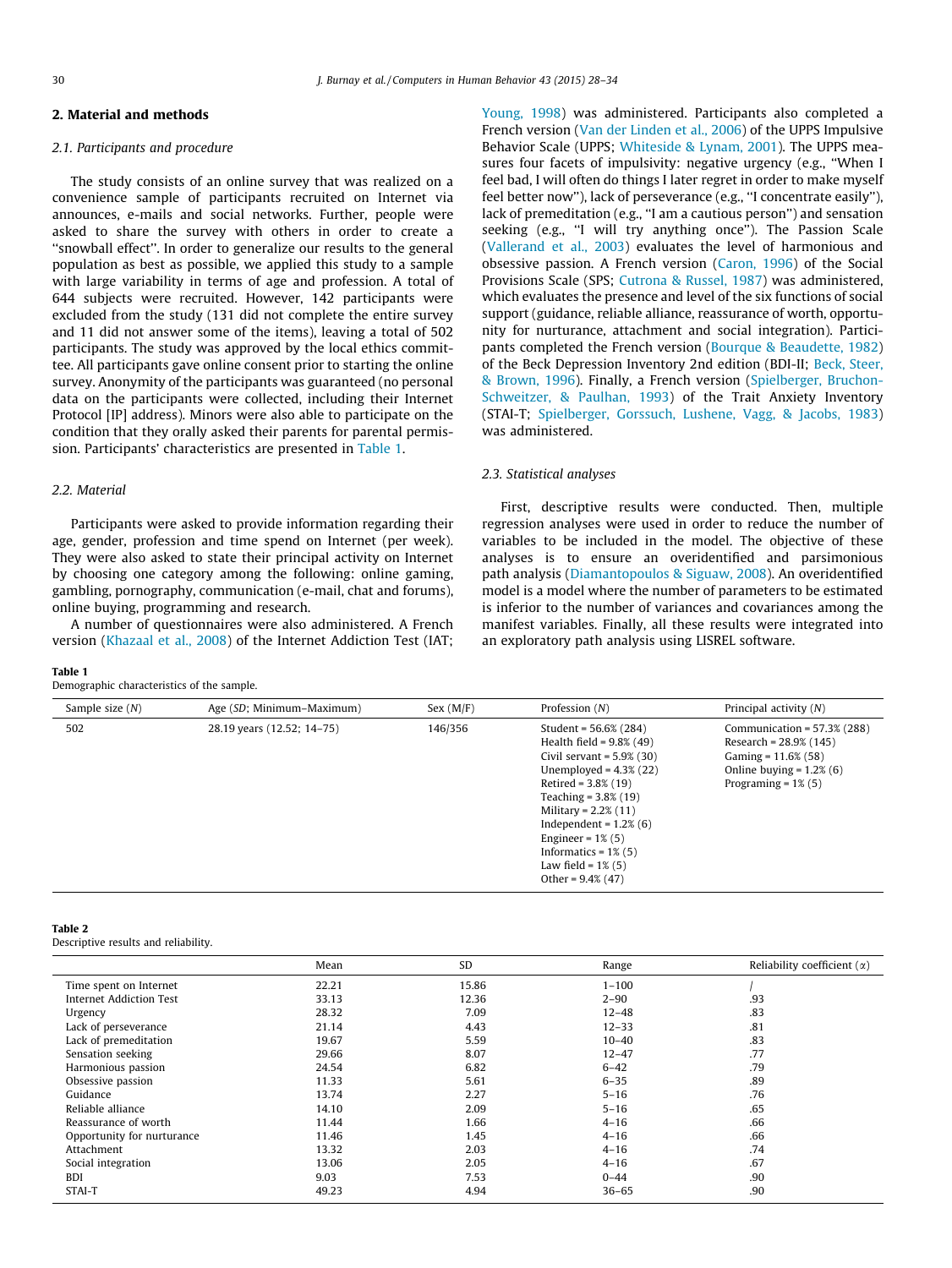## 2. Material and methods

### 2.1. Participants and procedure

The study consists of an online survey that was realized on a convenience sample of participants recruited on Internet via announces, e-mails and social networks. Further, people were asked to share the survey with others in order to create a "snowball effect". In order to generalize our results to the general population as best as possible, we applied this study to a sample with large variability in terms of age and profession. A total of 644 subjects were recruited. However, 142 participants were excluded from the study (131 did not complete the entire survey and 11 did not answer some of the items), leaving a total of 502 participants. The study was approved by the local ethics committee. All participants gave online consent prior to starting the online survey. Anonymity of the participants was guaranteed (no personal data on the participants were collected, including their Internet Protocol [IP] address). Minors were also able to participate on the condition that they orally asked their parents for parental permission. Participants' characteristics are presented in Table 1.

### 2.2. Material

Participants were asked to provide information regarding their age, gender, profession and time spend on Internet (per week). They were also asked to state their principal activity on Internet by choosing one category among the following: online gaming, gambling, pornography, communication (e-mail, chat and forums), online buying, programming and research.

A number of questionnaires were also administered. A French version (Khazaal et al., 2008) of the Internet Addiction Test (IAT; Young, 1998) was administered. Participants also completed a French version (Van der Linden et al., 2006) of the UPPS Impulsive Behavior Scale (UPPS; Whiteside & Lynam, 2001). The UPPS measures four facets of impulsivity: negative urgency (e.g., "When I feel bad, I will often do things I later regret in order to make myself feel better now"), lack of perseverance (e.g., "I concentrate easily"), lack of premeditation (e.g., "I am a cautious person") and sensation seeking (e.g., "I will try anything once"). The Passion Scale (Vallerand et al., 2003) evaluates the level of harmonious and obsessive passion. A French version (Caron, 1996) of the Social Provisions Scale (SPS; Cutrona & Russel, 1987) was administered, which evaluates the presence and level of the six functions of social support (guidance, reliable alliance, reassurance of worth, opportunity for nurturance, attachment and social integration). Participants completed the French version (Bourque & Beaudette, 1982) of the Beck Depression Inventory 2nd edition (BDI-II; Beck, Steer, & Brown, 1996). Finally, a French version (Spielberger, Bruchon-Schweitzer, & Paulhan, 1993) of the Trait Anxiety Inventory (STAI-T; Spielberger, Gorssuch, Lushene, Vagg, & Jacobs, 1983) was administered.

### 2.3. Statistical analyses

First, descriptive results were conducted. Then, multiple regression analyses were used in order to reduce the number of variables to be included in the model. The objective of these analyses is to ensure an overidentified and parsimonious path analysis (Diamantopoulos & Siguaw, 2008). An overidentified model is a model where the number of parameters to be estimated is inferior to the number of variances and covariances among the manifest variables. Finally, all these results were integrated into an exploratory path analysis using LISREL software.

**Table 1**
Demographic characteristics of the sample.

| Sample size (*N*) | Age (*SD*; Minimum–Maximum) | Sex (M/F) | Profession (*N*) | Principal activity (*N*) |
|---|---|---|---|---|
| 502 | 28.19 years (12.52; 14–75) | 146/356 | Student = 56.6% (284)<br>Health field = 9.8% (49)<br>Civil servant = 5.9% (30)<br>Unemployed = 4.3% (22)<br>Retired = 3.8% (19)<br>Teaching = 3.8% (19)<br>Military = 2.2% (11)<br>Independent = 1.2% (6)<br>Engineer = 1% (5)<br>Informatics = 1% (5)<br>Law field = 1% (5)<br>Other = 9.4% (47) | Communication = 57.3% (288)<br>Research = 28.9% (145)<br>Gaming = 11.6% (58)<br>Online buying = 1.2% (6)<br>Programing = 1% (5) |

**Table 2**
Descriptive results and reliability.

| | Mean | SD | Range | Reliability coefficient (α) |
|---|---|---|---|---|
| Time spent on Internet | 22.21 | 15.86 | 1–100 | / |
| Internet Addiction Test | 33.13 | 12.36 | 2–90 | .93 |
| Urgency | 28.32 | 7.09 | 12–48 | .83 |
| Lack of perseverance | 21.14 | 4.43 | 12–33 | .81 |
| Lack of premeditation | 19.67 | 5.59 | 10–40 | .83 |
| Sensation seeking | 29.66 | 8.07 | 12–47 | .77 |
| Harmonious passion | 24.54 | 6.82 | 6–42 | .79 |
| Obsessive passion | 11.33 | 5.61 | 6–35 | .89 |
| Guidance | 13.74 | 2.27 | 5–16 | .76 |
| Reliable alliance | 14.10 | 2.09 | 5–16 | .65 |
| Reassurance of worth | 11.44 | 1.66 | 4–16 | .66 |
| Opportunity for nurturance | 11.46 | 1.45 | 4–16 | .66 |
| Attachment | 13.32 | 2.03 | 4–16 | .74 |
| Social integration | 13.06 | 2.05 | 4–16 | .67 |
| BDI | 9.03 | 7.53 | 0–44 | .90 |
| STAI-T | 49.23 | 4.94 | 36–65 | .90 |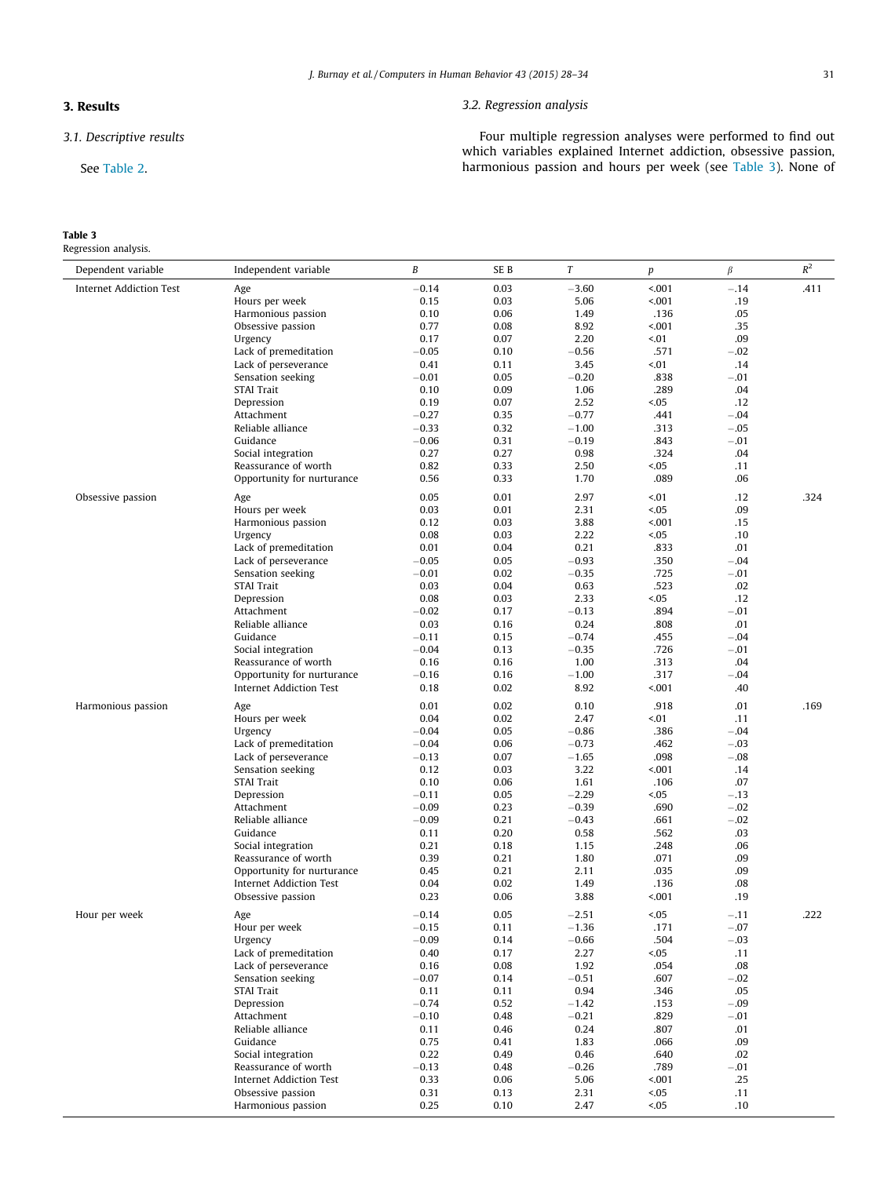## 3. Results

### 3.1. Descriptive results

See Table 2.

### 3.2. Regression analysis

Four multiple regression analyses were performed to find out which variables explained Internet addiction, obsessive passion, harmonious passion and hours per week (see Table 3). None of

**Table 3**
Regression analysis.

| Dependent variable | Independent variable | $B$ | SE B | $T$ | $p$ | $\beta$ | $R^2$ |
|---|---|---|---|---|---|---|---|
| Internet Addiction Test | Age | −0.14 | 0.03 | −3.60 | <.001 | −.14 | .411 |
| | Hours per week | 0.15 | 0.03 | 5.06 | <.001 | .19 | |
| | Harmonious passion | 0.10 | 0.06 | 1.49 | .136 | .05 | |
| | Obsessive passion | 0.77 | 0.08 | 8.92 | <.001 | .35 | |
| | Urgency | 0.17 | 0.07 | 2.20 | <.01 | .09 | |
| | Lack of premeditation | −0.05 | 0.10 | −0.56 | .571 | −.02 | |
| | Lack of perseverance | 0.41 | 0.11 | 3.45 | <.01 | .14 | |
| | Sensation seeking | −0.01 | 0.05 | −0.20 | .838 | −.01 | |
| | STAI Trait | 0.10 | 0.09 | 1.06 | .289 | .04 | |
| | Depression | 0.19 | 0.07 | 2.52 | <.05 | .12 | |
| | Attachment | −0.27 | 0.35 | −0.77 | .441 | −.04 | |
| | Reliable alliance | −0.33 | 0.32 | −1.00 | .313 | −.05 | |
| | Guidance | −0.06 | 0.31 | −0.19 | .843 | −.01 | |
| | Social integration | 0.27 | 0.27 | 0.98 | .324 | .04 | |
| | Reassurance of worth | 0.82 | 0.33 | 2.50 | <.05 | .11 | |
| | Opportunity for nurturance | 0.56 | 0.33 | 1.70 | .089 | .06 | |
| Obsessive passion | Age | 0.05 | 0.01 | 2.97 | <.01 | .12 | .324 |
| | Hours per week | 0.03 | 0.01 | 2.31 | <.05 | .09 | |
| | Harmonious passion | 0.12 | 0.03 | 3.88 | <.001 | .15 | |
| | Urgency | 0.08 | 0.03 | 2.22 | <.05 | .10 | |
| | Lack of premeditation | 0.01 | 0.04 | 0.21 | .833 | .01 | |
| | Lack of perseverance | −0.05 | 0.05 | −0.93 | .350 | −.04 | |
| | Sensation seeking | −0.01 | 0.02 | −0.35 | .725 | −.01 | |
| | STAI Trait | 0.03 | 0.04 | 0.63 | .523 | .02 | |
| | Depression | 0.08 | 0.03 | 2.33 | <.05 | .12 | |
| | Attachment | −0.02 | 0.17 | −0.13 | .894 | −.01 | |
| | Reliable alliance | 0.03 | 0.16 | 0.24 | .808 | .01 | |
| | Guidance | −0.11 | 0.15 | −0.74 | .455 | −.04 | |
| | Social integration | −0.04 | 0.13 | −0.35 | .726 | −.01 | |
| | Reassurance of worth | 0.16 | 0.16 | 1.00 | .313 | .04 | |
| | Opportunity for nurturance | −0.16 | 0.16 | −1.00 | .317 | −.04 | |
| | Internet Addiction Test | 0.18 | 0.02 | 8.92 | <.001 | .40 | |
| Harmonious passion | Age | 0.01 | 0.02 | 0.10 | .918 | .01 | .169 |
| | Hours per week | 0.04 | 0.02 | 2.47 | <.01 | .11 | |
| | Urgency | −0.04 | 0.05 | −0.86 | .386 | −.04 | |
| | Lack of premeditation | −0.04 | 0.06 | −0.73 | .462 | −.03 | |
| | Lack of perseverance | −0.13 | 0.07 | −1.65 | .098 | −.08 | |
| | Sensation seeking | 0.12 | 0.03 | 3.22 | <.001 | .14 | |
| | STAI Trait | 0.10 | 0.06 | 1.61 | .106 | .07 | |
| | Depression | −0.11 | 0.05 | −2.29 | <.05 | −.13 | |
| | Attachment | −0.09 | 0.23 | −0.39 | .690 | −.02 | |
| | Reliable alliance | −0.09 | 0.21 | −0.43 | .661 | −.02 | |
| | Guidance | 0.11 | 0.20 | 0.58 | .562 | .03 | |
| | Social integration | 0.21 | 0.18 | 1.15 | .248 | .06 | |
| | Reassurance of worth | 0.39 | 0.21 | 1.80 | .071 | .09 | |
| | Opportunity for nurturance | 0.45 | 0.21 | 2.11 | .035 | .09 | |
| | Internet Addiction Test | 0.04 | 0.02 | 1.49 | .136 | .08 | |
| | Obsessive passion | 0.23 | 0.06 | 3.88 | <.001 | .19 | |
| Hour per week | Age | −0.14 | 0.05 | −2.51 | <.05 | −.11 | .222 |
| | Hour per week | −0.15 | 0.11 | −1.36 | .171 | −.07 | |
| | Urgency | −0.09 | 0.14 | −0.66 | .504 | −.03 | |
| | Lack of premeditation | 0.40 | 0.17 | 2.27 | <.05 | .11 | |
| | Lack of perseverance | 0.16 | 0.08 | 1.92 | .054 | .08 | |
| | Sensation seeking | −0.07 | 0.14 | −0.51 | .607 | −.02 | |
| | STAI Trait | 0.11 | 0.11 | 0.94 | .346 | .05 | |
| | Depression | −0.74 | 0.52 | −1.42 | .153 | −.09 | |
| | Attachment | −0.10 | 0.48 | −0.21 | .829 | −.01 | |
| | Reliable alliance | 0.11 | 0.46 | 0.24 | .807 | .01 | |
| | Guidance | 0.75 | 0.41 | 1.83 | .066 | .09 | |
| | Social integration | 0.22 | 0.49 | 0.46 | .640 | .02 | |
| | Reassurance of worth | −0.13 | 0.48 | −0.26 | .789 | −.01 | |
| | Internet Addiction Test | 0.33 | 0.06 | 5.06 | <.001 | .25 | |
| | Obsessive passion | 0.31 | 0.13 | 2.31 | <.05 | .11 | |
| | Harmonious passion | 0.25 | 0.10 | 2.47 | <.05 | .10 | |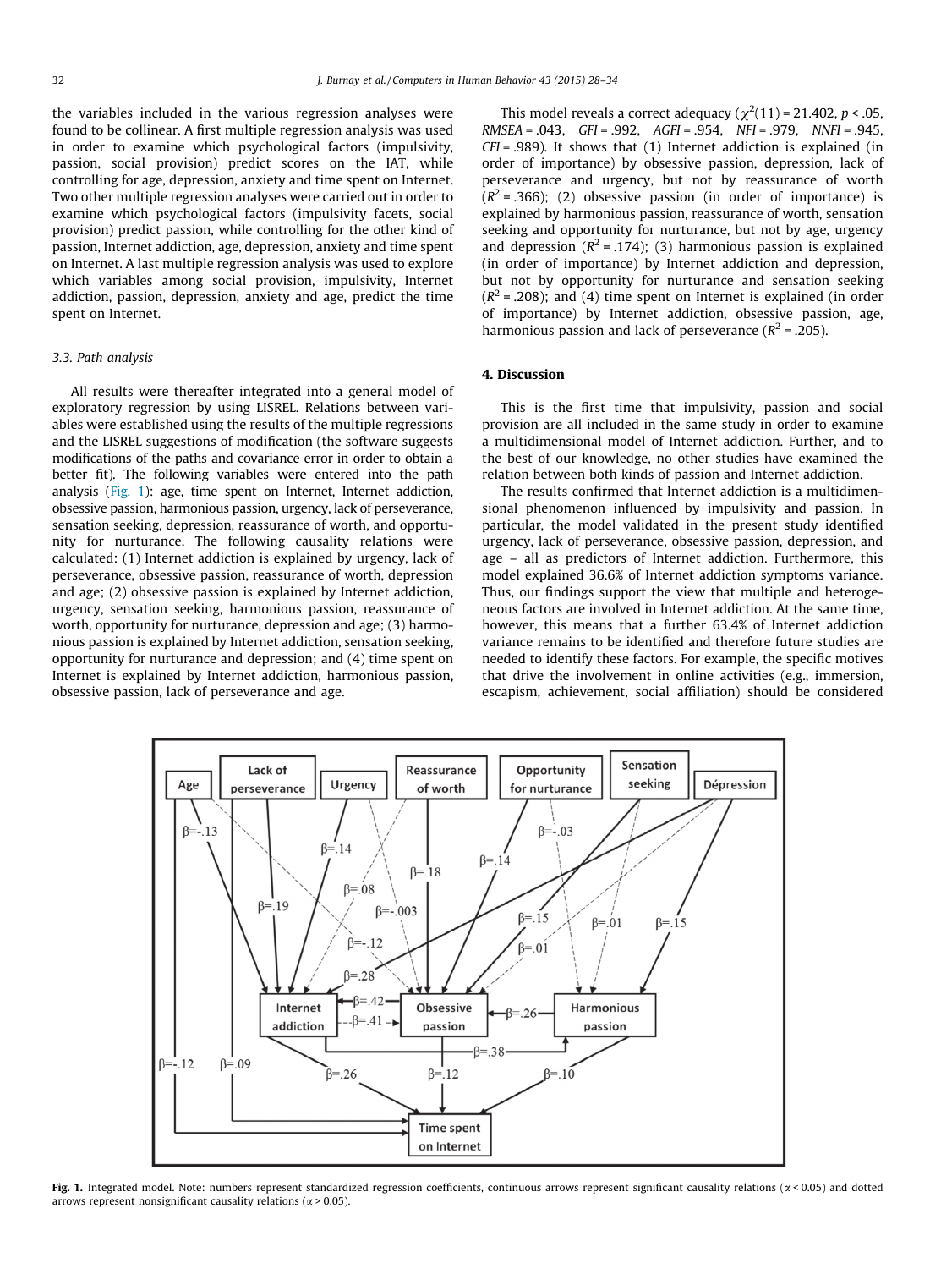the variables included in the various regression analyses were found to be collinear. A first multiple regression analysis was used in order to examine which psychological factors (impulsivity, passion, social provision) predict scores on the IAT, while controlling for age, depression, anxiety and time spent on Internet. Two other multiple regression analyses were carried out in order to examine which psychological factors (impulsivity facets, social provision) predict passion, while controlling for the other kind of passion, Internet addiction, age, depression, anxiety and time spent on Internet. A last multiple regression analysis was used to explore which variables among social provision, impulsivity, Internet addiction, passion, depression, anxiety and age, predict the time spent on Internet.

### 3.3. Path analysis

All results were thereafter integrated into a general model of exploratory regression by using LISREL. Relations between variables were established using the results of the multiple regressions and the LISREL suggestions of modification (the software suggests modifications of the paths and covariance error in order to obtain a better fit). The following variables were entered into the path analysis (Fig. 1): age, time spent on Internet, Internet addiction, obsessive passion, harmonious passion, urgency, lack of perseverance, sensation seeking, depression, reassurance of worth, and opportunity for nurturance. The following causality relations were calculated: (1) Internet addiction is explained by urgency, lack of perseverance, obsessive passion, reassurance of worth, depression and age; (2) obsessive passion is explained by Internet addiction, urgency, sensation seeking, harmonious passion, reassurance of worth, opportunity for nurturance, depression and age; (3) harmonious passion is explained by Internet addiction, sensation seeking, opportunity for nurturance and depression; and (4) time spent on Internet is explained by Internet addiction, harmonious passion, obsessive passion, lack of perseverance and age.

This model reveals a correct adequacy ($\chi^2(11) = 21.402$, $p < .05$, *RMSEA* = .043, *GFI* = .992, *AGFI* = .954, *NFI* = .979, *NNFI* = .945, *CFI* = .989). It shows that (1) Internet addiction is explained (in order of importance) by obsessive passion, depression, lack of perseverance and urgency, but not by reassurance of worth ($R^2 = .366$); (2) obsessive passion (in order of importance) is explained by harmonious passion, reassurance of worth, sensation seeking and opportunity for nurturance, but not by age, urgency and depression ($R^2 = .174$); (3) harmonious passion is explained (in order of importance) by Internet addiction and depression, but not by opportunity for nurturance and sensation seeking ($R^2 = .208$); and (4) time spent on Internet is explained (in order of importance) by Internet addiction, obsessive passion, age, harmonious passion and lack of perseverance ($R^2 = .205$).

## 4. Discussion

This is the first time that impulsivity, passion and social provision are all included in the same study in order to examine a multidimensional model of Internet addiction. Further, and to the best of our knowledge, no other studies have examined the relation between both kinds of passion and Internet addiction.

The results confirmed that Internet addiction is a multidimensional phenomenon influenced by impulsivity and passion. In particular, the model validated in the present study identified urgency, lack of perseverance, obsessive passion, depression, and age – all as predictors of Internet addiction. Furthermore, this model explained 36.6% of Internet addiction symptoms variance. Thus, our findings support the view that multiple and heterogeneous factors are involved in Internet addiction. At the same time, however, this means that a further 63.4% of Internet addiction variance remains to be identified and therefore future studies are needed to identify these factors. For example, the specific motives that drive the involvement in online activities (e.g., immersion, escapism, achievement, social affiliation) should be considered

**Fig. 1.** Integrated model. Note: numbers represent standardized regression coefficients, continuous arrows represent significant causality relations ($\alpha < 0.05$) and dotted arrows represent nonsignificant causality relations ($\alpha > 0.05$).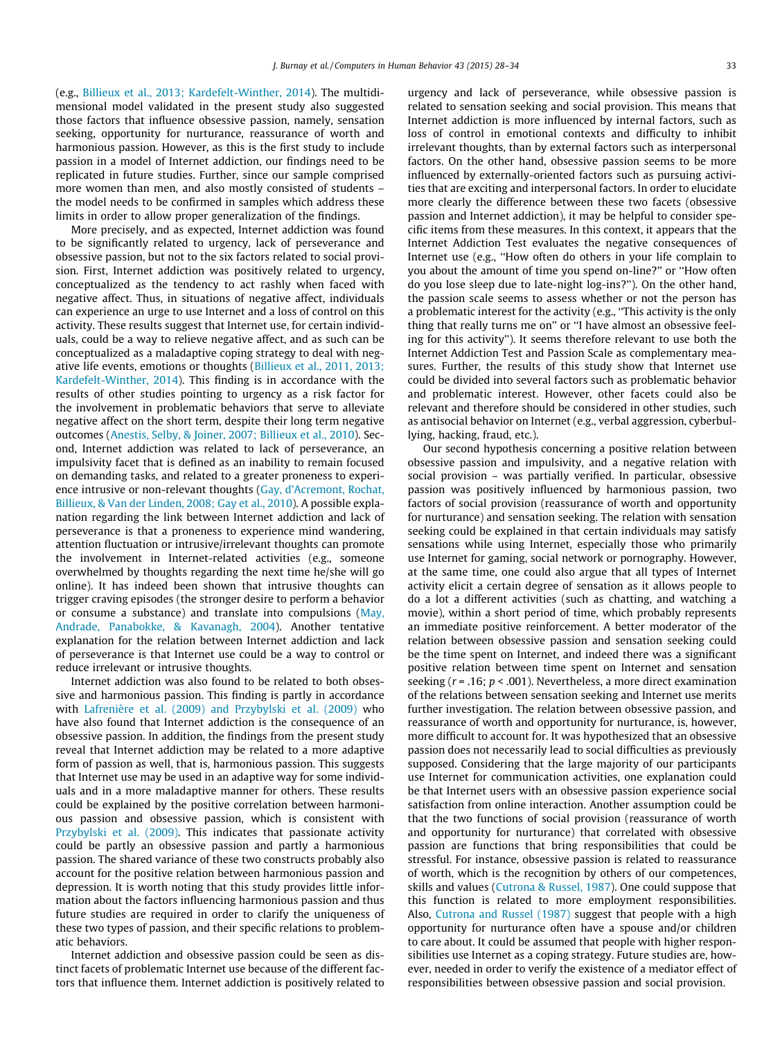(e.g., Billieux et al., 2013; Kardefelt-Winther, 2014). The multidimensional model validated in the present study also suggested those factors that influence obsessive passion, namely, sensation seeking, opportunity for nurturance, reassurance of worth and harmonious passion. However, as this is the first study to include passion in a model of Internet addiction, our findings need to be replicated in future studies. Further, since our sample comprised more women than men, and also mostly consisted of students – the model needs to be confirmed in samples which address these limits in order to allow proper generalization of the findings.

More precisely, and as expected, Internet addiction was found to be significantly related to urgency, lack of perseverance and obsessive passion, but not to the six factors related to social provision. First, Internet addiction was positively related to urgency, conceptualized as the tendency to act rashly when faced with negative affect. Thus, in situations of negative affect, individuals can experience an urge to use Internet and a loss of control on this activity. These results suggest that Internet use, for certain individuals, could be a way to relieve negative affect, and as such can be conceptualized as a maladaptive coping strategy to deal with negative life events, emotions or thoughts (Billieux et al., 2011, 2013; Kardefelt-Winther, 2014). This finding is in accordance with the results of other studies pointing to urgency as a risk factor for the involvement in problematic behaviors that serve to alleviate negative affect on the short term, despite their long term negative outcomes (Anestis, Selby, & Joiner, 2007; Billieux et al., 2010). Second, Internet addiction was related to lack of perseverance, an impulsivity facet that is defined as an inability to remain focused on demanding tasks, and related to a greater proneness to experience intrusive or non-relevant thoughts (Gay, d'Acremont, Rochat, Billieux, & Van der Linden, 2008; Gay et al., 2010). A possible explanation regarding the link between Internet addiction and lack of perseverance is that a proneness to experience mind wandering, attention fluctuation or intrusive/irrelevant thoughts can promote the involvement in Internet-related activities (e.g., someone overwhelmed by thoughts regarding the next time he/she will go online). It has indeed been shown that intrusive thoughts can trigger craving episodes (the stronger desire to perform a behavior or consume a substance) and translate into compulsions (May, Andrade, Panabokke, & Kavanagh, 2004). Another tentative explanation for the relation between Internet addiction and lack of perseverance is that Internet use could be a way to control or reduce irrelevant or intrusive thoughts.

Internet addiction was also found to be related to both obsessive and harmonious passion. This finding is partly in accordance with Lafrenière et al. (2009) and Przybylski et al. (2009) who have also found that Internet addiction is the consequence of an obsessive passion. In addition, the findings from the present study reveal that Internet addiction may be related to a more adaptive form of passion as well, that is, harmonious passion. This suggests that Internet use may be used in an adaptive way for some individuals and in a more maladaptive manner for others. These results could be explained by the positive correlation between harmonious passion and obsessive passion, which is consistent with Przybylski et al. (2009). This indicates that passionate activity could be partly an obsessive passion and partly a harmonious passion. The shared variance of these two constructs probably also account for the positive relation between harmonious passion and depression. It is worth noting that this study provides little information about the factors influencing harmonious passion and thus future studies are required in order to clarify the uniqueness of these two types of passion, and their specific relations to problematic behaviors.

Internet addiction and obsessive passion could be seen as distinct facets of problematic Internet use because of the different factors that influence them. Internet addiction is positively related to urgency and lack of perseverance, while obsessive passion is related to sensation seeking and social provision. This means that Internet addiction is more influenced by internal factors, such as loss of control in emotional contexts and difficulty to inhibit irrelevant thoughts, than by external factors such as interpersonal factors. On the other hand, obsessive passion seems to be more influenced by externally-oriented factors such as pursuing activities that are exciting and interpersonal factors. In order to elucidate more clearly the difference between these two facets (obsessive passion and Internet addiction), it may be helpful to consider specific items from these measures. In this context, it appears that the Internet Addiction Test evaluates the negative consequences of Internet use (e.g., "How often do others in your life complain to you about the amount of time you spend on-line?" or "How often do you lose sleep due to late-night log-ins?"). On the other hand, the passion scale seems to assess whether or not the person has a problematic interest for the activity (e.g., "This activity is the only thing that really turns me on" or "I have almost an obsessive feeling for this activity"). It seems therefore relevant to use both the Internet Addiction Test and Passion Scale as complementary measures. Further, the results of this study show that Internet use could be divided into several factors such as problematic behavior and problematic interest. However, other facets could also be relevant and therefore should be considered in other studies, such as antisocial behavior on Internet (e.g., verbal aggression, cyberbullying, hacking, fraud, etc.).

Our second hypothesis concerning a positive relation between obsessive passion and impulsivity, and a negative relation with social provision – was partially verified. In particular, obsessive passion was positively influenced by harmonious passion, two factors of social provision (reassurance of worth and opportunity for nurturance) and sensation seeking. The relation with sensation seeking could be explained in that certain individuals may satisfy sensations while using Internet, especially those who primarily use Internet for gaming, social network or pornography. However, at the same time, one could also argue that all types of Internet activity elicit a certain degree of sensation as it allows people to do a lot a different activities (such as chatting, and watching a movie), within a short period of time, which probably represents an immediate positive reinforcement. A better moderator of the relation between obsessive passion and sensation seeking could be the time spent on Internet, and indeed there was a significant positive relation between time spent on Internet and sensation seeking ($r = .16$; $p < .001$). Nevertheless, a more direct examination of the relations between sensation seeking and Internet use merits further investigation. The relation between obsessive passion, and reassurance of worth and opportunity for nurturance, is, however, more difficult to account for. It was hypothesized that an obsessive passion does not necessarily lead to social difficulties as previously supposed. Considering that the large majority of our participants use Internet for communication activities, one explanation could be that Internet users with an obsessive passion experience social satisfaction from online interaction. Another assumption could be that the two functions of social provision (reassurance of worth and opportunity for nurturance) that correlated with obsessive passion are functions that bring responsibilities that could be stressful. For instance, obsessive passion is related to reassurance of worth, which is the recognition by others of our competences, skills and values (Cutrona & Russel, 1987). One could suppose that this function is related to more employment responsibilities. Also, Cutrona and Russel (1987) suggest that people with a high opportunity for nurturance often have a spouse and/or children to care about. It could be assumed that people with higher responsibilities use Internet as a coping strategy. Future studies are, however, needed in order to verify the existence of a mediator effect of responsibilities between obsessive passion and social provision.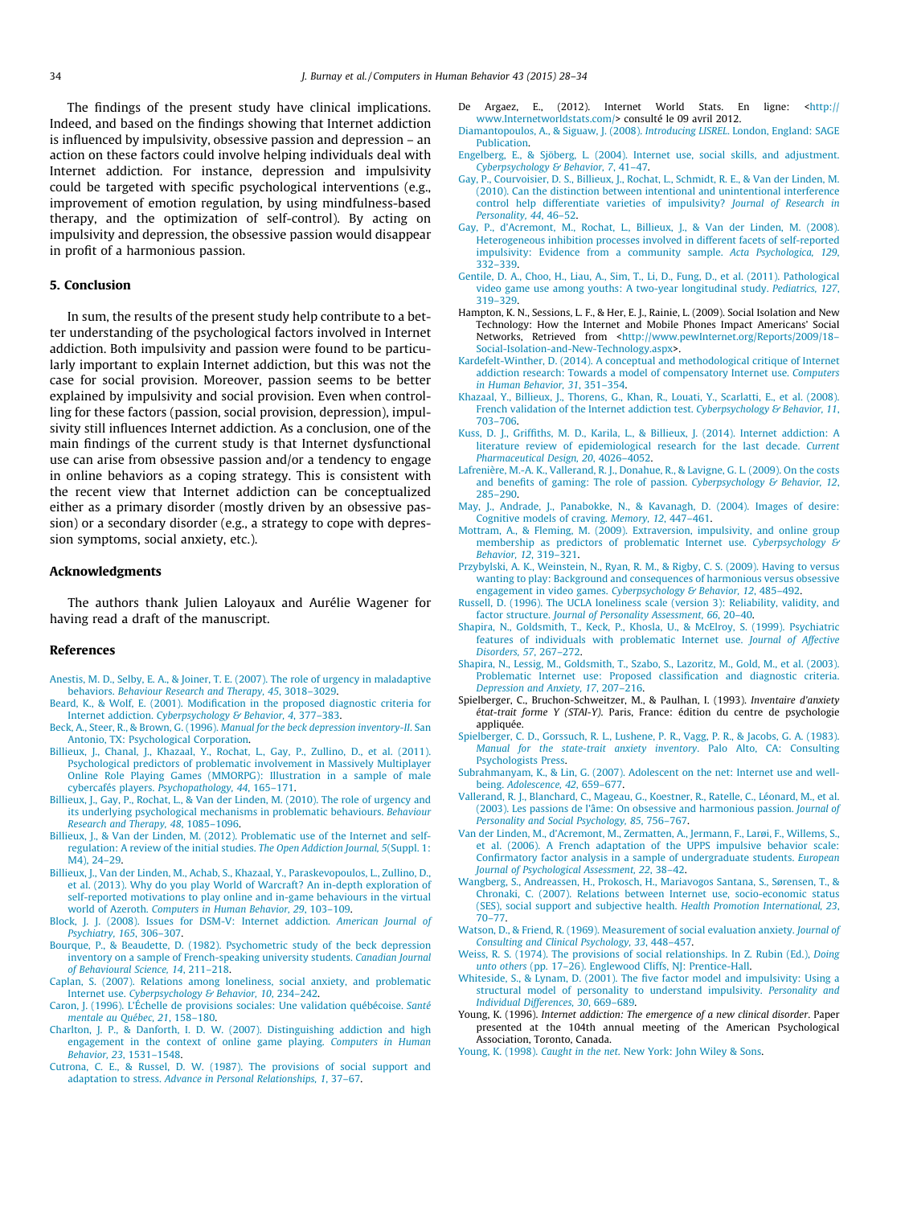The findings of the present study have clinical implications. Indeed, and based on the findings showing that Internet addiction is influenced by impulsivity, obsessive passion and depression – an action on these factors could involve helping individuals deal with Internet addiction. For instance, depression and impulsivity could be targeted with specific psychological interventions (e.g., improvement of emotion regulation, by using mindfulness-based therapy, and the optimization of self-control). By acting on impulsivity and depression, the obsessive passion would disappear in profit of a harmonious passion.

## 5. Conclusion

In sum, the results of the present study help contribute to a better understanding of the psychological factors involved in Internet addiction. Both impulsivity and passion were found to be particularly important to explain Internet addiction, but this was not the case for social provision. Moreover, passion seems to be better explained by impulsivity and social provision. Even when controlling for these factors (passion, social provision, depression), impulsivity still influences Internet addiction. As a conclusion, one of the main findings of the current study is that Internet dysfunctional use can arise from obsessive passion and/or a tendency to engage in online behaviors as a coping strategy. This is consistent with the recent view that Internet addiction can be conceptualized either as a primary disorder (mostly driven by an obsessive passion) or a secondary disorder (e.g., a strategy to cope with depression symptoms, social anxiety, etc.).

## Acknowledgments

The authors thank Julien Laloyaux and Aurélie Wagener for having read a draft of the manuscript.

## References

Anestis, M. D., Selby, E. A., & Joiner, T. E. (2007). The role of urgency in maladaptive behaviors. *Behaviour Research and Therapy, 45*, 3018–3029.

Beard, K., & Wolf, E. (2001). Modification in the proposed diagnostic criteria for Internet addiction. *Cyberpsychology & Behavior, 4*, 377–383.

Beck, A., Steer, R., & Brown, G. (1996). *Manual for the beck depression inventory-II*. San Antonio, TX: Psychological Corporation.

Billieux, J., Chanal, J., Khazaal, Y., Rochat, L., Gay, P., Zullino, D., et al. (2011). Psychological predictors of problematic involvement in Massively Multiplayer Online Role Playing Games (MMORPG): Illustration in a sample of male cybercafés players. *Psychopathology, 44*, 165–171.

Billieux, J., Gay, P., Rochat, L., & Van der Linden, M. (2010). The role of urgency and its underlying psychological mechanisms in problematic behaviours. *Behaviour Research and Therapy, 48*, 1085–1096.

Billieux, J., & Van der Linden, M. (2012). Problematic use of the Internet and self-regulation: A review of the initial studies. *The Open Addiction Journal, 5*(Suppl. 1: M4), 24–29.

Billieux, J., Van der Linden, M., Achab, S., Khazaal, Y., Paraskevopoulos, L., Zullino, D., et al. (2013). Why do you play World of Warcraft? An in-depth exploration of self-reported motivations to play online and in-game behaviours in the virtual world of Azeroth. *Computers in Human Behavior, 29*, 103–109.

Block, J. J. (2008). Issues for DSM-V: Internet addiction. *American Journal of Psychiatry, 165*, 306–307.

Bourque, P., & Beaudette, D. (1982). Psychometric study of the beck depression inventory on a sample of French-speaking university students. *Canadian Journal of Behavioural Science, 14*, 211–218.

Caplan, S. (2007). Relations among loneliness, social anxiety, and problematic Internet use. *Cyberpsychology & Behavior, 10*, 234–242.

Caron, J. (1996). L'Échelle de provisions sociales: Une validation québécoise. *Santé mentale au Québec, 21*, 158–180.

Charlton, J. P., & Danforth, I. D. W. (2007). Distinguishing addiction and high engagement in the context of online game playing. *Computers in Human Behavior, 23*, 1531–1548.

Cutrona, C. E., & Russel, D. W. (1987). The provisions of social support and adaptation to stress. *Advance in Personal Relationships, 1*, 37–67.

De Argaez, E., (2012). Internet World Stats. En ligne: <http://www.Internetworldstats.com/> consulté le 09 avril 2012.

Diamantopoulos, A., & Siguaw, J. (2008). *Introducing LISREL*. London, England: SAGE Publication.

Engelberg, E., & Sjöberg, L. (2004). Internet use, social skills, and adjustment. *Cyberpsychology & Behavior, 7*, 41–47.

Gay, P., Courvoisier, D. S., Billieux, J., Rochat, L., Schmidt, R. E., & Van der Linden, M. (2010). Can the distinction between intentional and unintentional interference control help differentiate varieties of impulsivity? *Journal of Research in Personality, 44*, 46–52.

Gay, P., d'Acremont, M., Rochat, L., Billieux, J., & Van der Linden, M. (2008). Heterogeneous inhibition processes involved in different facets of self-reported impulsivity: Evidence from a community sample. *Acta Psychologica, 129*, 332–339.

Gentile, D. A., Choo, H., Liau, A., Sim, T., Li, D., Fung, D., et al. (2011). Pathological video game use among youths: A two-year longitudinal study. *Pediatrics, 127*, 319–329.

Hampton, K. N., Sessions, L. F., & Her, E. J., Rainie, L. (2009). Social Isolation and New Technology: How the Internet and Mobile Phones Impact Americans' Social Networks, Retrieved from <http://www.pewInternet.org/Reports/2009/18–Social-Isolation-and-New-Technology.aspx>.

Kardefelt-Winther, D. (2014). A conceptual and methodological critique of Internet addiction research: Towards a model of compensatory Internet use. *Computers in Human Behavior, 31*, 351–354.

Khazaal, Y., Billieux, J., Thorens, G., Khan, R., Louati, Y., Scarlatti, E., et al. (2008). French validation of the Internet addiction test. *Cyberpsychology & Behavior, 11*, 703–706.

Kuss, D. J., Griffiths, M. D., Karila, L., & Billieux, J. (2014). Internet addiction: A literature review of epidemiological research for the last decade. *Current Pharmaceutical Design, 20*, 4026–4052.

Lafrenière, M.-A. K., Vallerand, R. J., Donahue, R., & Lavigne, G. L. (2009). On the costs and benefits of gaming: The role of passion. *Cyberpsychology & Behavior, 12*, 285–290.

May, J., Andrade, J., Panabokke, N., & Kavanagh, D. (2004). Images of desire: Cognitive models of craving. *Memory, 12*, 447–461.

Mottram, A., & Fleming, M. (2009). Extraversion, impulsivity, and online group membership as predictors of problematic Internet use. *Cyberpsychology & Behavior, 12*, 319–321.

Przybylski, A. K., Weinstein, N., Ryan, R. M., & Rigby, C. S. (2009). Having to versus wanting to play: Background and consequences of harmonious versus obsessive engagement in video games. *Cyberpsychology & Behavior, 12*, 485–492.

Russell, D. (1996). The UCLA loneliness scale (version 3): Reliability, validity, and factor structure. *Journal of Personality Assessment, 66*, 20–40.

Shapira, N., Goldsmith, T., Keck, P., Khosla, U., & McElroy, S. (1999). Psychiatric features of individuals with problematic Internet use. *Journal of Affective Disorders, 57*, 267–272.

Shapira, N., Lessig, M., Goldsmith, T., Szabo, S., Lazoritz, M., Gold, M., et al. (2003). Problematic Internet use: Proposed classification and diagnostic criteria. *Depression and Anxiety, 17*, 207–216.

Spielberger, C., Bruchon-Schweitzer, M., & Paulhan, I. (1993). *Inventaire d'anxiety état-trait forme Y (STAI-Y)*. Paris, France: édition du centre de psychologie appliquée.

Spielberger, C. D., Gorssuch, R. L., Lushene, P. R., Vagg, P. R., & Jacobs, G. A. (1983). *Manual for the state-trait anxiety inventory*. Palo Alto, CA: Consulting Psychologists Press.

Subrahmanyam, K., & Lin, G. (2007). Adolescent on the net: Internet use and well-being. *Adolescence, 42*, 659–677.

Vallerand, R. J., Blanchard, C., Mageau, G., Koestner, R., Ratelle, C., Léonard, M., et al. (2003). Les passions de l'âme: On obsessive and harmonious passion. *Journal of Personality and Social Psychology, 85*, 756–767.

Van der Linden, M., d'Acremont, M., Zermatten, A., Jermann, F., Larøi, F., Willems, S., et al. (2006). A French adaptation of the UPPS impulsive behavior scale: Confirmatory factor analysis in a sample of undergraduate students. *European Journal of Psychological Assessment, 22*, 38–42.

Wangberg, S., Andreassen, H., Prokosch, H., Mariavogos Santana, S., Sørensen, T., & Chronaki, C. (2007). Relations between Internet use, socio-economic status (SES), social support and subjective health. *Health Promotion International, 23*, 70–77.

Watson, D., & Friend, R. (1969). Measurement of social evaluation anxiety. *Journal of Consulting and Clinical Psychology, 33*, 448–457.

Weiss, R. S. (1974). The provisions of social relationships. In Z. Rubin (Ed.), *Doing unto others* (pp. 17–26). Englewood Cliffs, NJ: Prentice-Hall.

Whiteside, S., & Lynam, D. (2001). The five factor model and impulsivity: Using a structural model of personality to understand impulsivity. *Personality and Individual Differences, 30*, 669–689.

Young, K. (1996). *Internet addiction: The emergence of a new clinical disorder*. Paper presented at the 104th annual meeting of the American Psychological Association, Toronto, Canada.

Young, K. (1998). *Caught in the net*. New York: John Wiley & Sons.